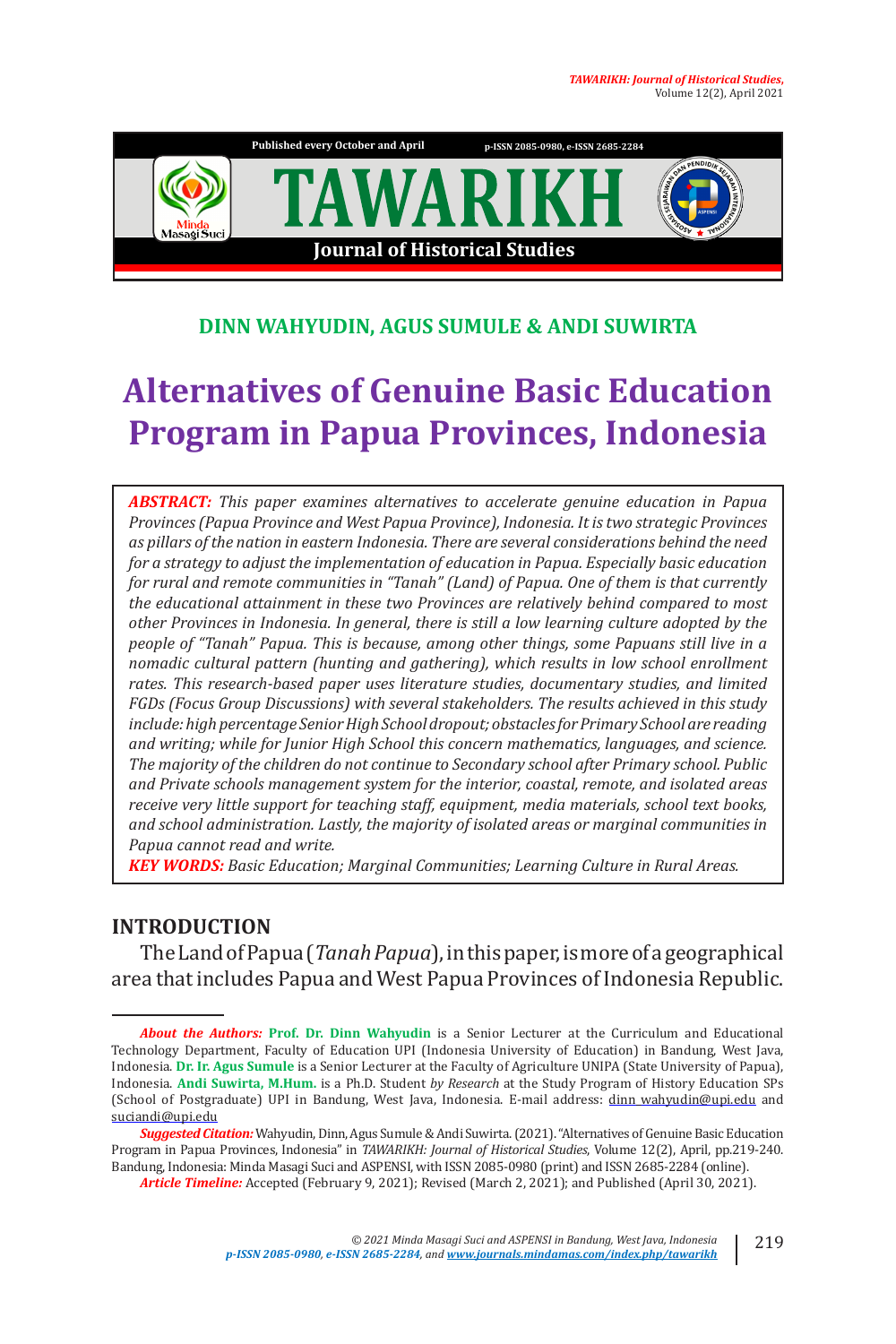**DINN WAHYUDIN, AGUS SUMULE & ANDI SUWIRTA**

# Alternatives of Genuine Basic Education Program in Papua Provinces, Indonesia

***ABSTRACT:*** *This paper examines alternatives to accelerate genuine education in Papua Provinces (Papua Province and West Papua Province), Indonesia. It is two strategic Provinces as pillars of the nation in eastern Indonesia. There are several considerations behind the need for a strategy to adjust the implementation of education in Papua. Especially basic education for rural and remote communities in "Tanah" (Land) of Papua. One of them is that currently the educational attainment in these two Provinces are relatively behind compared to most other Provinces in Indonesia. In general, there is still a low learning culture adopted by the people of "Tanah" Papua. This is because, among other things, some Papuans still live in a nomadic cultural pattern (hunting and gathering), which results in low school enrollment rates. This research-based paper uses literature studies, documentary studies, and limited FGDs (Focus Group Discussions) with several stakeholders. The results achieved in this study include: high percentage Senior High School dropout; obstacles for Primary School are reading and writing; while for Junior High School this concern mathematics, languages, and science. The majority of the children do not continue to Secondary school after Primary school. Public and Private schools management system for the interior, coastal, remote, and isolated areas receive very little support for teaching staff, equipment, media materials, school text books, and school administration. Lastly, the majority of isolated areas or marginal communities in Papua cannot read and write.*

***KEY WORDS:*** *Basic Education; Marginal Communities; Learning Culture in Rural Areas.*

## INTRODUCTION

The Land of Papua (*Tanah Papua*), in this paper, is more of a geographical area that includes Papua and West Papua Provinces of Indonesia Republic.

---

***About the Authors:*** **Prof. Dr. Dinn Wahyudin** is a Senior Lecturer at the Curriculum and Educational Technology Department, Faculty of Education UPI (Indonesia University of Education) in Bandung, West Java, Indonesia. **Dr. Ir. Agus Sumule** is a Senior Lecturer at the Faculty of Agriculture UNIPA (State University of Papua), Indonesia. **Andi Suwirta, M.Hum.** is a Ph.D. Student *by Research* at the Study Program of History Education SPs (School of Postgraduate) UPI in Bandung, West Java, Indonesia. E-mail address: dinn_wahyudin@upi.edu and suciandi@upi.edu

***Suggested Citation:*** Wahyudin, Dinn, Agus Sumule & Andi Suwirta. (2021). "Alternatives of Genuine Basic Education Program in Papua Provinces, Indonesia" in *TAWARIKH: Journal of Historical Studies*, Volume 12(2), April, pp.219-240. Bandung, Indonesia: Minda Masagi Suci and ASPENSI, with ISSN 2085-0980 (print) and ISSN 2685-2284 (online).

***Article Timeline:*** Accepted (February 9, 2021); Revised (March 2, 2021); and Published (April 30, 2021).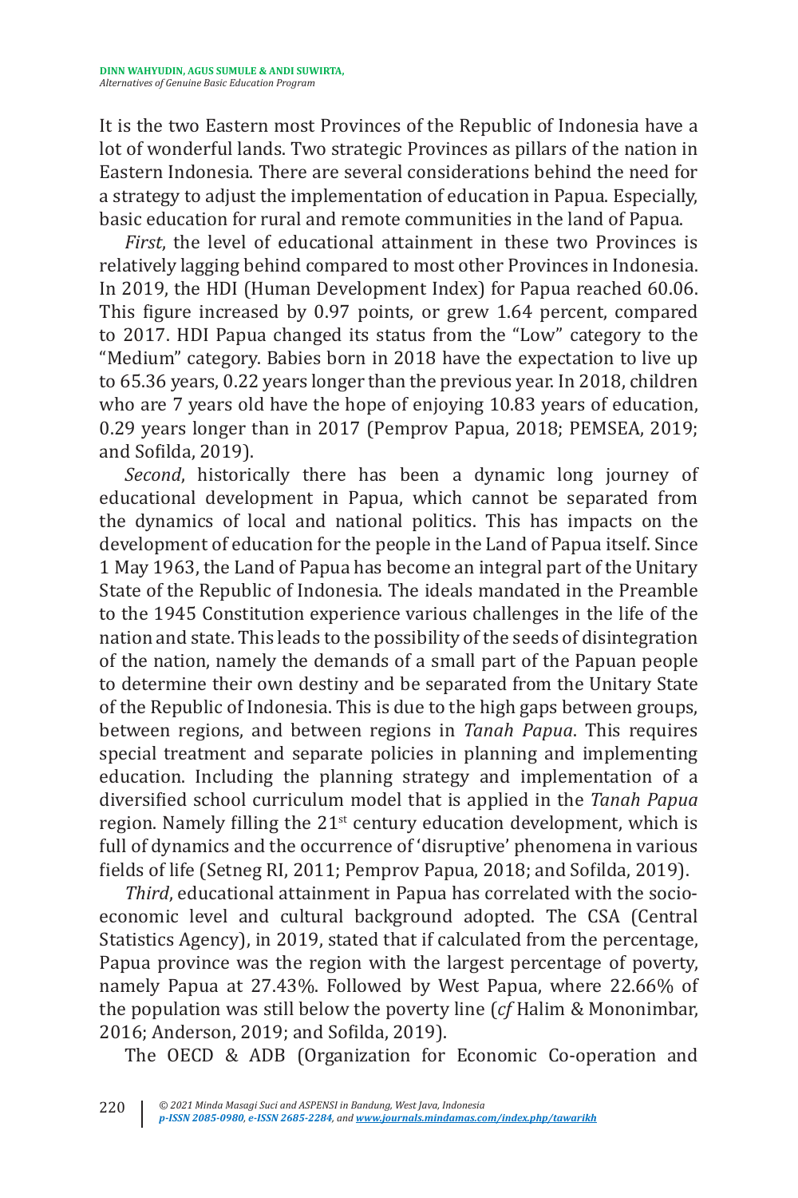It is the two Eastern most Provinces of the Republic of Indonesia have a lot of wonderful lands. Two strategic Provinces as pillars of the nation in Eastern Indonesia. There are several considerations behind the need for a strategy to adjust the implementation of education in Papua. Especially, basic education for rural and remote communities in the land of Papua.

*First*, the level of educational attainment in these two Provinces is relatively lagging behind compared to most other Provinces in Indonesia. In 2019, the HDI (Human Development Index) for Papua reached 60.06. This figure increased by 0.97 points, or grew 1.64 percent, compared to 2017. HDI Papua changed its status from the "Low" category to the "Medium" category. Babies born in 2018 have the expectation to live up to 65.36 years, 0.22 years longer than the previous year. In 2018, children who are 7 years old have the hope of enjoying 10.83 years of education, 0.29 years longer than in 2017 (Pemprov Papua, 2018; PEMSEA, 2019; and Sofilda, 2019).

*Second*, historically there has been a dynamic long journey of educational development in Papua, which cannot be separated from the dynamics of local and national politics. This has impacts on the development of education for the people in the Land of Papua itself. Since 1 May 1963, the Land of Papua has become an integral part of the Unitary State of the Republic of Indonesia. The ideals mandated in the Preamble to the 1945 Constitution experience various challenges in the life of the nation and state. This leads to the possibility of the seeds of disintegration of the nation, namely the demands of a small part of the Papuan people to determine their own destiny and be separated from the Unitary State of the Republic of Indonesia. This is due to the high gaps between groups, between regions, and between regions in *Tanah Papua*. This requires special treatment and separate policies in planning and implementing education. Including the planning strategy and implementation of a diversified school curriculum model that is applied in the *Tanah Papua* region. Namely filling the 21st century education development, which is full of dynamics and the occurrence of 'disruptive' phenomena in various fields of life (Setneg RI, 2011; Pemprov Papua, 2018; and Sofilda, 2019).

*Third*, educational attainment in Papua has correlated with the socio-economic level and cultural background adopted. The CSA (Central Statistics Agency), in 2019, stated that if calculated from the percentage, Papua province was the region with the largest percentage of poverty, namely Papua at 27.43%. Followed by West Papua, where 22.66% of the population was still below the poverty line (*cf* Halim & Mononimbar, 2016; Anderson, 2019; and Sofilda, 2019).

The OECD & ADB (Organization for Economic Co-operation and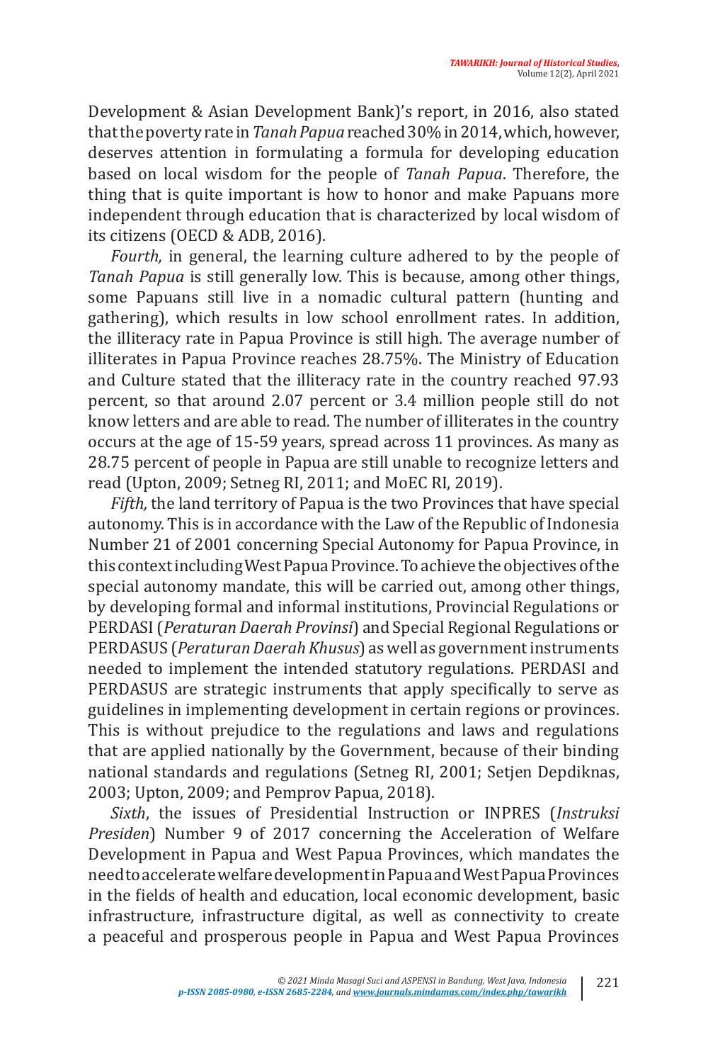Development & Asian Development Bank)'s report, in 2016, also stated that the poverty rate in *Tanah Papua* reached 30% in 2014, which, however, deserves attention in formulating a formula for developing education based on local wisdom for the people of *Tanah Papua*. Therefore, the thing that is quite important is how to honor and make Papuans more independent through education that is characterized by local wisdom of its citizens (OECD & ADB, 2016).

*Fourth,* in general, the learning culture adhered to by the people of *Tanah Papua* is still generally low. This is because, among other things, some Papuans still live in a nomadic cultural pattern (hunting and gathering), which results in low school enrollment rates. In addition, the illiteracy rate in Papua Province is still high. The average number of illiterates in Papua Province reaches 28.75%. The Ministry of Education and Culture stated that the illiteracy rate in the country reached 97.93 percent, so that around 2.07 percent or 3.4 million people still do not know letters and are able to read. The number of illiterates in the country occurs at the age of 15-59 years, spread across 11 provinces. As many as 28.75 percent of people in Papua are still unable to recognize letters and read (Upton, 2009; Setneg RI, 2011; and MoEC RI, 2019).

*Fifth,* the land territory of Papua is the two Provinces that have special autonomy. This is in accordance with the Law of the Republic of Indonesia Number 21 of 2001 concerning Special Autonomy for Papua Province, in this context including West Papua Province. To achieve the objectives of the special autonomy mandate, this will be carried out, among other things, by developing formal and informal institutions, Provincial Regulations or PERDASI (*Peraturan Daerah Provinsi*) and Special Regional Regulations or PERDASUS (*Peraturan Daerah Khusus*) as well as government instruments needed to implement the intended statutory regulations. PERDASI and PERDASUS are strategic instruments that apply specifically to serve as guidelines in implementing development in certain regions or provinces. This is without prejudice to the regulations and laws and regulations that are applied nationally by the Government, because of their binding national standards and regulations (Setneg RI, 2001; Setjen Depdiknas, 2003; Upton, 2009; and Pemprov Papua, 2018).

*Sixth*, the issues of Presidential Instruction or INPRES (*Instruksi Presiden*) Number 9 of 2017 concerning the Acceleration of Welfare Development in Papua and West Papua Provinces, which mandates the need to accelerate welfare development in Papua and West Papua Provinces in the fields of health and education, local economic development, basic infrastructure, infrastructure digital, as well as connectivity to create a peaceful and prosperous people in Papua and West Papua Provinces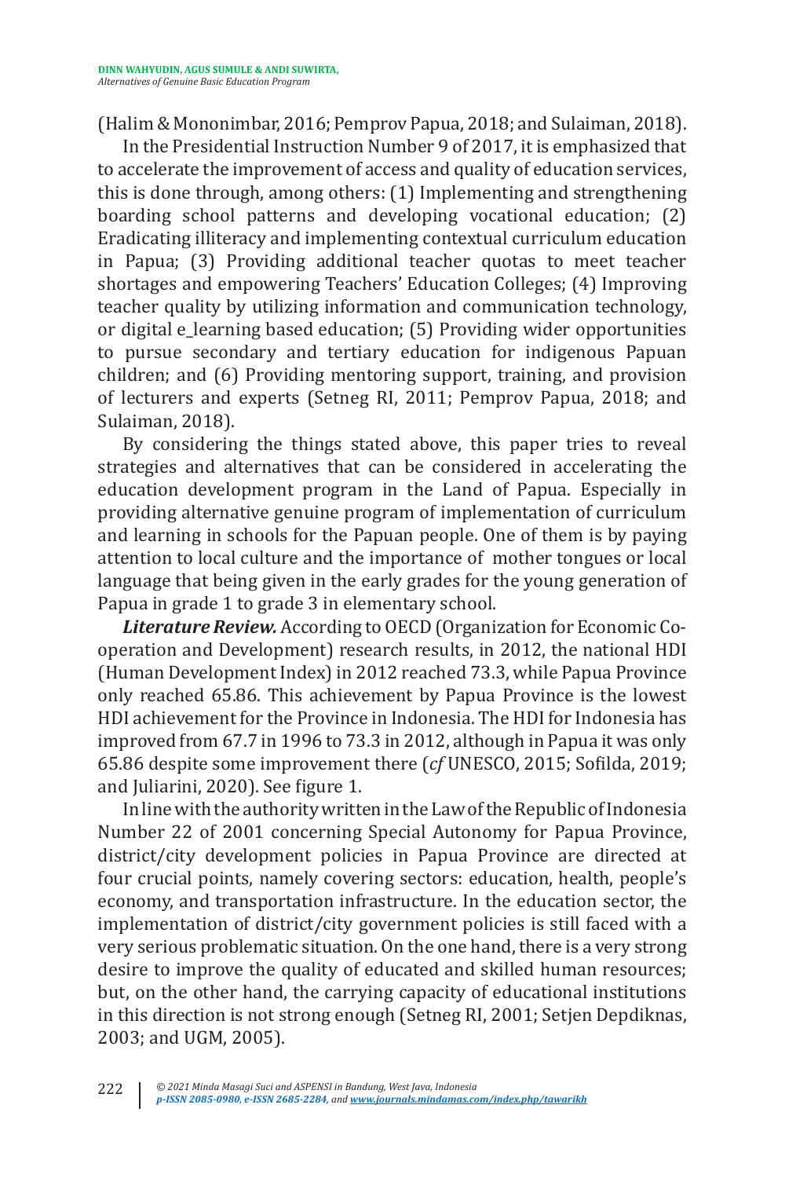(Halim & Mononimbar, 2016; Pemprov Papua, 2018; and Sulaiman, 2018).

In the Presidential Instruction Number 9 of 2017, it is emphasized that to accelerate the improvement of access and quality of education services, this is done through, among others: (1) Implementing and strengthening boarding school patterns and developing vocational education; (2) Eradicating illiteracy and implementing contextual curriculum education in Papua; (3) Providing additional teacher quotas to meet teacher shortages and empowering Teachers' Education Colleges; (4) Improving teacher quality by utilizing information and communication technology, or digital e_learning based education; (5) Providing wider opportunities to pursue secondary and tertiary education for indigenous Papuan children; and (6) Providing mentoring support, training, and provision of lecturers and experts (Setneg RI, 2011; Pemprov Papua, 2018; and Sulaiman, 2018).

By considering the things stated above, this paper tries to reveal strategies and alternatives that can be considered in accelerating the education development program in the Land of Papua. Especially in providing alternative genuine program of implementation of curriculum and learning in schools for the Papuan people. One of them is by paying attention to local culture and the importance of mother tongues or local language that being given in the early grades for the young generation of Papua in grade 1 to grade 3 in elementary school.

***Literature Review.*** According to OECD (Organization for Economic Co-operation and Development) research results, in 2012, the national HDI (Human Development Index) in 2012 reached 73.3, while Papua Province only reached 65.86. This achievement by Papua Province is the lowest HDI achievement for the Province in Indonesia. The HDI for Indonesia has improved from 67.7 in 1996 to 73.3 in 2012, although in Papua it was only 65.86 despite some improvement there (*cf* UNESCO, 2015; Sofilda, 2019; and Juliarini, 2020). See figure 1.

In line with the authority written in the Law of the Republic of Indonesia Number 22 of 2001 concerning Special Autonomy for Papua Province, district/city development policies in Papua Province are directed at four crucial points, namely covering sectors: education, health, people's economy, and transportation infrastructure. In the education sector, the implementation of district/city government policies is still faced with a very serious problematic situation. On the one hand, there is a very strong desire to improve the quality of educated and skilled human resources; but, on the other hand, the carrying capacity of educational institutions in this direction is not strong enough (Setneg RI, 2001; Setjen Depdiknas, 2003; and UGM, 2005).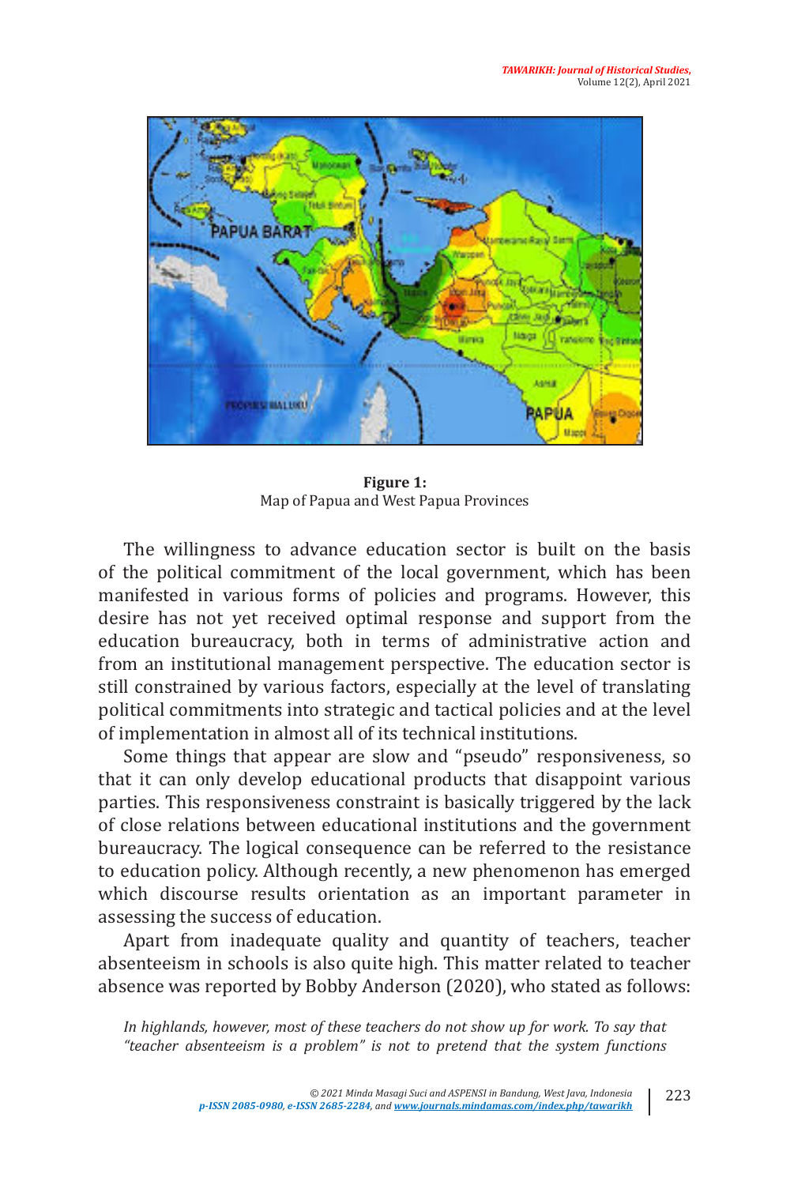**Figure 1:**
Map of Papua and West Papua Provinces

The willingness to advance education sector is built on the basis of the political commitment of the local government, which has been manifested in various forms of policies and programs. However, this desire has not yet received optimal response and support from the education bureaucracy, both in terms of administrative action and from an institutional management perspective. The education sector is still constrained by various factors, especially at the level of translating political commitments into strategic and tactical policies and at the level of implementation in almost all of its technical institutions.

Some things that appear are slow and "pseudo" responsiveness, so that it can only develop educational products that disappoint various parties. This responsiveness constraint is basically triggered by the lack of close relations between educational institutions and the government bureaucracy. The logical consequence can be referred to the resistance to education policy. Although recently, a new phenomenon has emerged which discourse results orientation as an important parameter in assessing the success of education.

Apart from inadequate quality and quantity of teachers, teacher absenteeism in schools is also quite high. This matter related to teacher absence was reported by Bobby Anderson (2020), who stated as follows:

> *In highlands, however, most of these teachers do not show up for work. To say that "teacher absenteeism is a problem" is not to pretend that the system functions*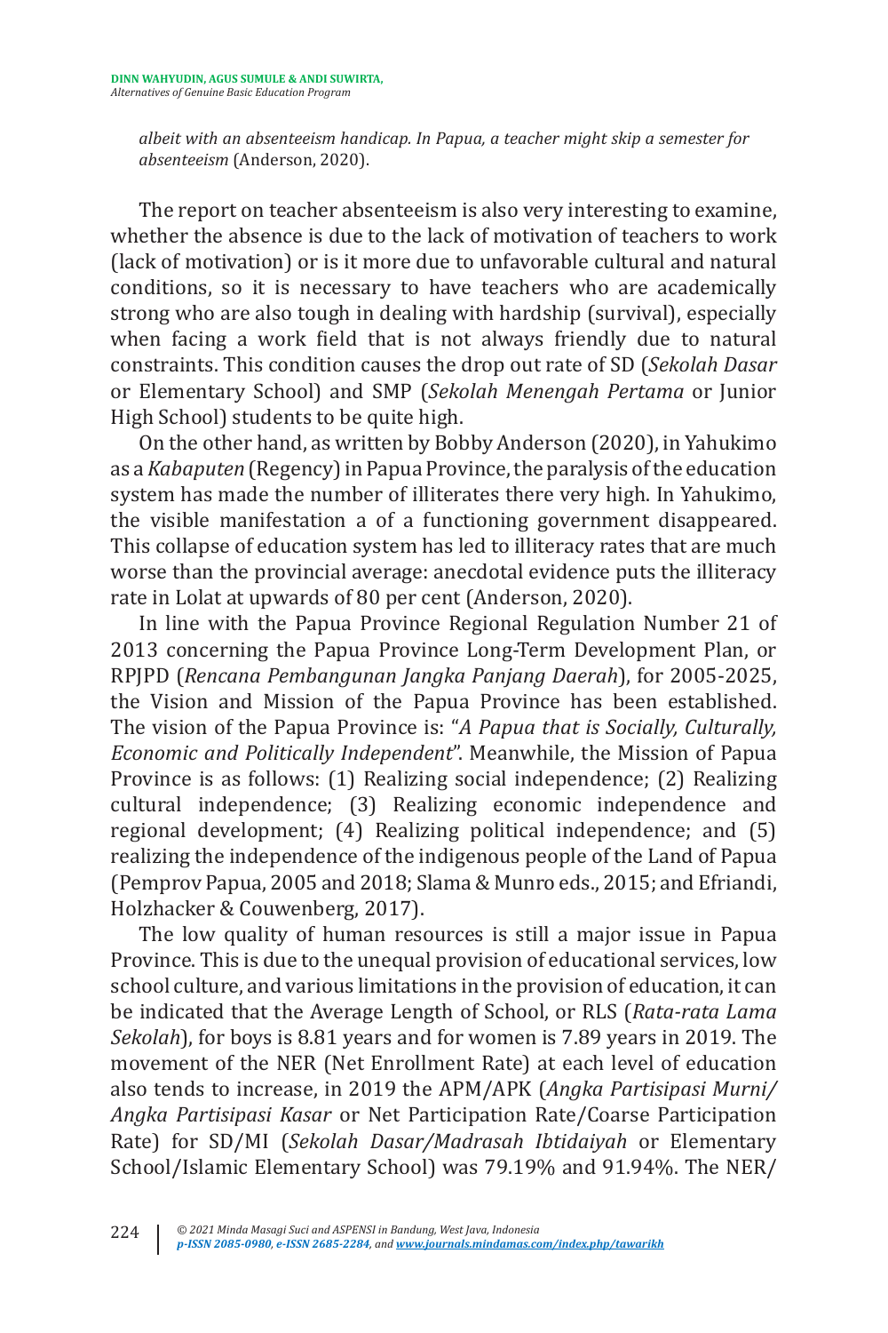*albeit with an absenteeism handicap. In Papua, a teacher might skip a semester for absenteeism* (Anderson, 2020).

The report on teacher absenteeism is also very interesting to examine, whether the absence is due to the lack of motivation of teachers to work (lack of motivation) or is it more due to unfavorable cultural and natural conditions, so it is necessary to have teachers who are academically strong who are also tough in dealing with hardship (survival), especially when facing a work field that is not always friendly due to natural constraints. This condition causes the drop out rate of SD (*Sekolah Dasar* or Elementary School) and SMP (*Sekolah Menengah Pertama* or Junior High School) students to be quite high.

On the other hand, as written by Bobby Anderson (2020), in Yahukimo as a *Kabaputen* (Regency) in Papua Province, the paralysis of the education system has made the number of illiterates there very high. In Yahukimo, the visible manifestation a of a functioning government disappeared. This collapse of education system has led to illiteracy rates that are much worse than the provincial average: anecdotal evidence puts the illiteracy rate in Lolat at upwards of 80 per cent (Anderson, 2020).

In line with the Papua Province Regional Regulation Number 21 of 2013 concerning the Papua Province Long-Term Development Plan, or RPJPD (*Rencana Pembangunan Jangka Panjang Daerah*), for 2005-2025, the Vision and Mission of the Papua Province has been established. The vision of the Papua Province is: "*A Papua that is Socially, Culturally, Economic and Politically Independent*". Meanwhile, the Mission of Papua Province is as follows: (1) Realizing social independence; (2) Realizing cultural independence; (3) Realizing economic independence and regional development; (4) Realizing political independence; and (5) realizing the independence of the indigenous people of the Land of Papua (Pemprov Papua, 2005 and 2018; Slama & Munro eds., 2015; and Efriandi, Holzhacker & Couwenberg, 2017).

The low quality of human resources is still a major issue in Papua Province. This is due to the unequal provision of educational services, low school culture, and various limitations in the provision of education, it can be indicated that the Average Length of School, or RLS (*Rata-rata Lama Sekolah*), for boys is 8.81 years and for women is 7.89 years in 2019. The movement of the NER (Net Enrollment Rate) at each level of education also tends to increase, in 2019 the APM/APK (*Angka Partisipasi Murni/ Angka Partisipasi Kasar* or Net Participation Rate/Coarse Participation Rate) for SD/MI (*Sekolah Dasar/Madrasah Ibtidaiyah* or Elementary School/Islamic Elementary School) was 79.19% and 91.94%. The NER/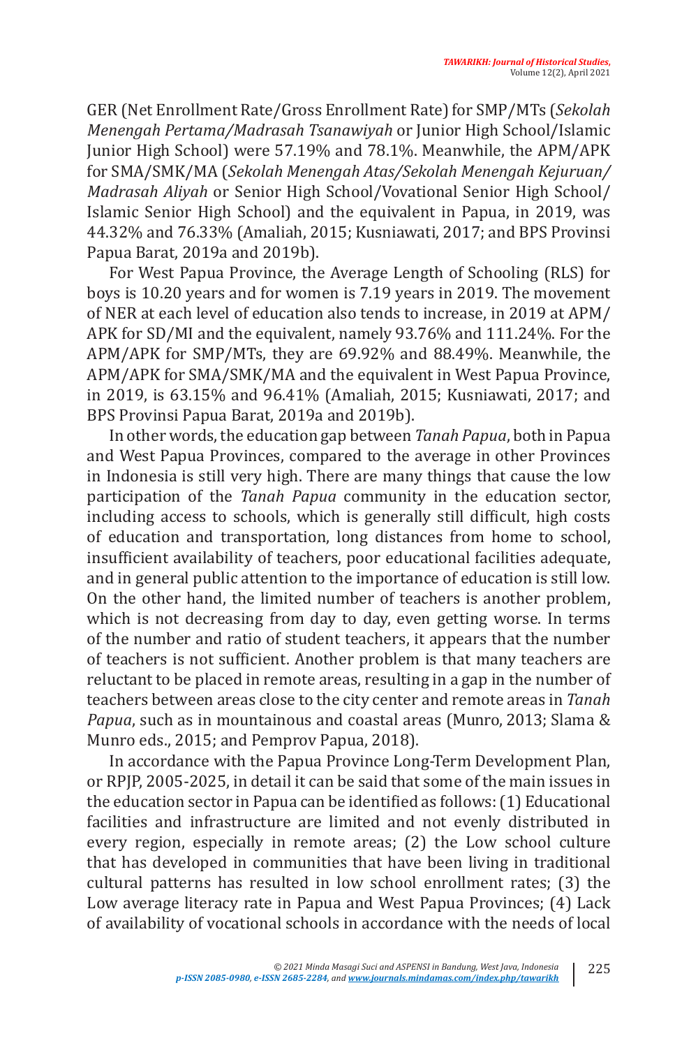GER (Net Enrollment Rate/Gross Enrollment Rate) for SMP/MTs (*Sekolah Menengah Pertama/Madrasah Tsanawiyah* or Junior High School/Islamic Junior High School) were 57.19% and 78.1%. Meanwhile, the APM/APK for SMA/SMK/MA (*Sekolah Menengah Atas/Sekolah Menengah Kejuruan/ Madrasah Aliyah* or Senior High School/Vovational Senior High School/ Islamic Senior High School) and the equivalent in Papua, in 2019, was 44.32% and 76.33% (Amaliah, 2015; Kusniawati, 2017; and BPS Provinsi Papua Barat, 2019a and 2019b).

For West Papua Province, the Average Length of Schooling (RLS) for boys is 10.20 years and for women is 7.19 years in 2019. The movement of NER at each level of education also tends to increase, in 2019 at APM/ APK for SD/MI and the equivalent, namely 93.76% and 111.24%. For the APM/APK for SMP/MTs, they are 69.92% and 88.49%. Meanwhile, the APM/APK for SMA/SMK/MA and the equivalent in West Papua Province, in 2019, is 63.15% and 96.41% (Amaliah, 2015; Kusniawati, 2017; and BPS Provinsi Papua Barat, 2019a and 2019b).

In other words, the education gap between *Tanah Papua*, both in Papua and West Papua Provinces, compared to the average in other Provinces in Indonesia is still very high. There are many things that cause the low participation of the *Tanah Papua* community in the education sector, including access to schools, which is generally still difficult, high costs of education and transportation, long distances from home to school, insufficient availability of teachers, poor educational facilities adequate, and in general public attention to the importance of education is still low. On the other hand, the limited number of teachers is another problem, which is not decreasing from day to day, even getting worse. In terms of the number and ratio of student teachers, it appears that the number of teachers is not sufficient. Another problem is that many teachers are reluctant to be placed in remote areas, resulting in a gap in the number of teachers between areas close to the city center and remote areas in *Tanah Papua*, such as in mountainous and coastal areas (Munro, 2013; Slama & Munro eds., 2015; and Pemprov Papua, 2018).

In accordance with the Papua Province Long-Term Development Plan, or RPJP, 2005-2025, in detail it can be said that some of the main issues in the education sector in Papua can be identified as follows: (1) Educational facilities and infrastructure are limited and not evenly distributed in every region, especially in remote areas; (2) the Low school culture that has developed in communities that have been living in traditional cultural patterns has resulted in low school enrollment rates; (3) the Low average literacy rate in Papua and West Papua Provinces; (4) Lack of availability of vocational schools in accordance with the needs of local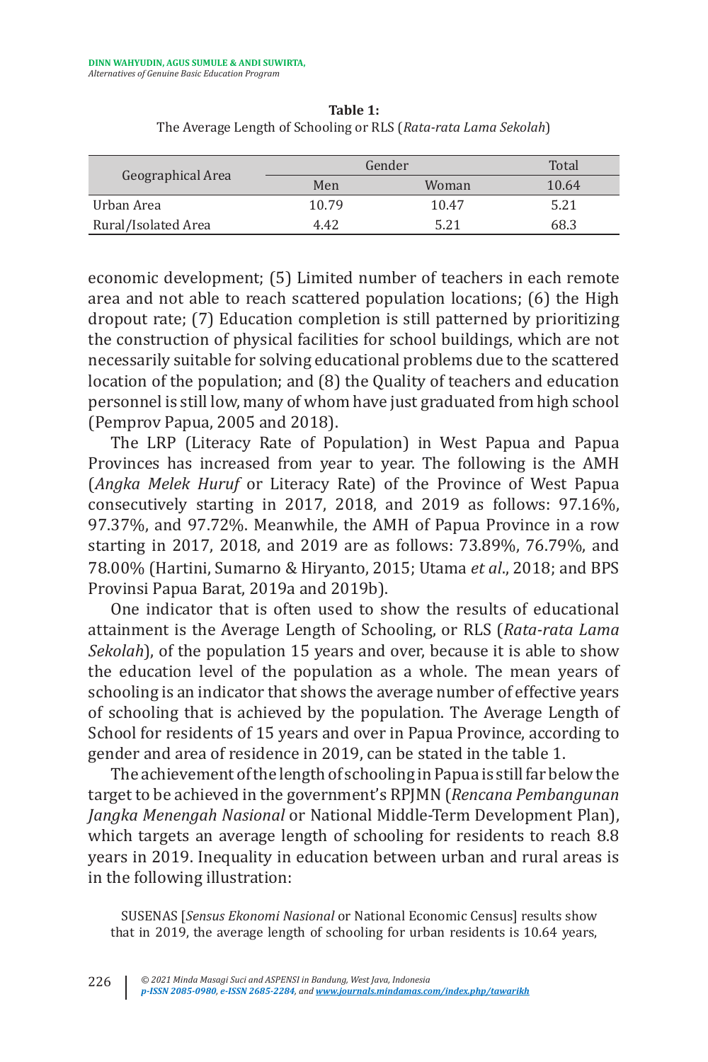**Table 1:**
The Average Length of Schooling or RLS (*Rata-rata Lama Sekolah*)

| Geographical Area | Gender | | Total |
|---|---|---|---|
| | Men | Woman | 10.64 |
| Urban Area | 10.79 | 10.47 | 5.21 |
| Rural/Isolated Area | 4.42 | 5.21 | 68.3 |

economic development; (5) Limited number of teachers in each remote area and not able to reach scattered population locations; (6) the High dropout rate; (7) Education completion is still patterned by prioritizing the construction of physical facilities for school buildings, which are not necessarily suitable for solving educational problems due to the scattered location of the population; and (8) the Quality of teachers and education personnel is still low, many of whom have just graduated from high school (Pemprov Papua, 2005 and 2018).

The LRP (Literacy Rate of Population) in West Papua and Papua Provinces has increased from year to year. The following is the AMH (*Angka Melek Huruf* or Literacy Rate) of the Province of West Papua consecutively starting in 2017, 2018, and 2019 as follows: 97.16%, 97.37%, and 97.72%. Meanwhile, the AMH of Papua Province in a row starting in 2017, 2018, and 2019 are as follows: 73.89%, 76.79%, and 78.00% (Hartini, Sumarno & Hiryanto, 2015; Utama *et al*., 2018; and BPS Provinsi Papua Barat, 2019a and 2019b).

One indicator that is often used to show the results of educational attainment is the Average Length of Schooling, or RLS (*Rata-rata Lama Sekolah*), of the population 15 years and over, because it is able to show the education level of the population as a whole. The mean years of schooling is an indicator that shows the average number of effective years of schooling that is achieved by the population. The Average Length of School for residents of 15 years and over in Papua Province, according to gender and area of residence in 2019, can be stated in the table 1.

The achievement of the length of schooling in Papua is still far below the target to be achieved in the government's RPJMN (*Rencana Pembangunan Jangka Menengah Nasional* or National Middle-Term Development Plan), which targets an average length of schooling for residents to reach 8.8 years in 2019. Inequality in education between urban and rural areas is in the following illustration:

> SUSENAS [*Sensus Ekonomi Nasional* or National Economic Census] results show that in 2019, the average length of schooling for urban residents is 10.64 years,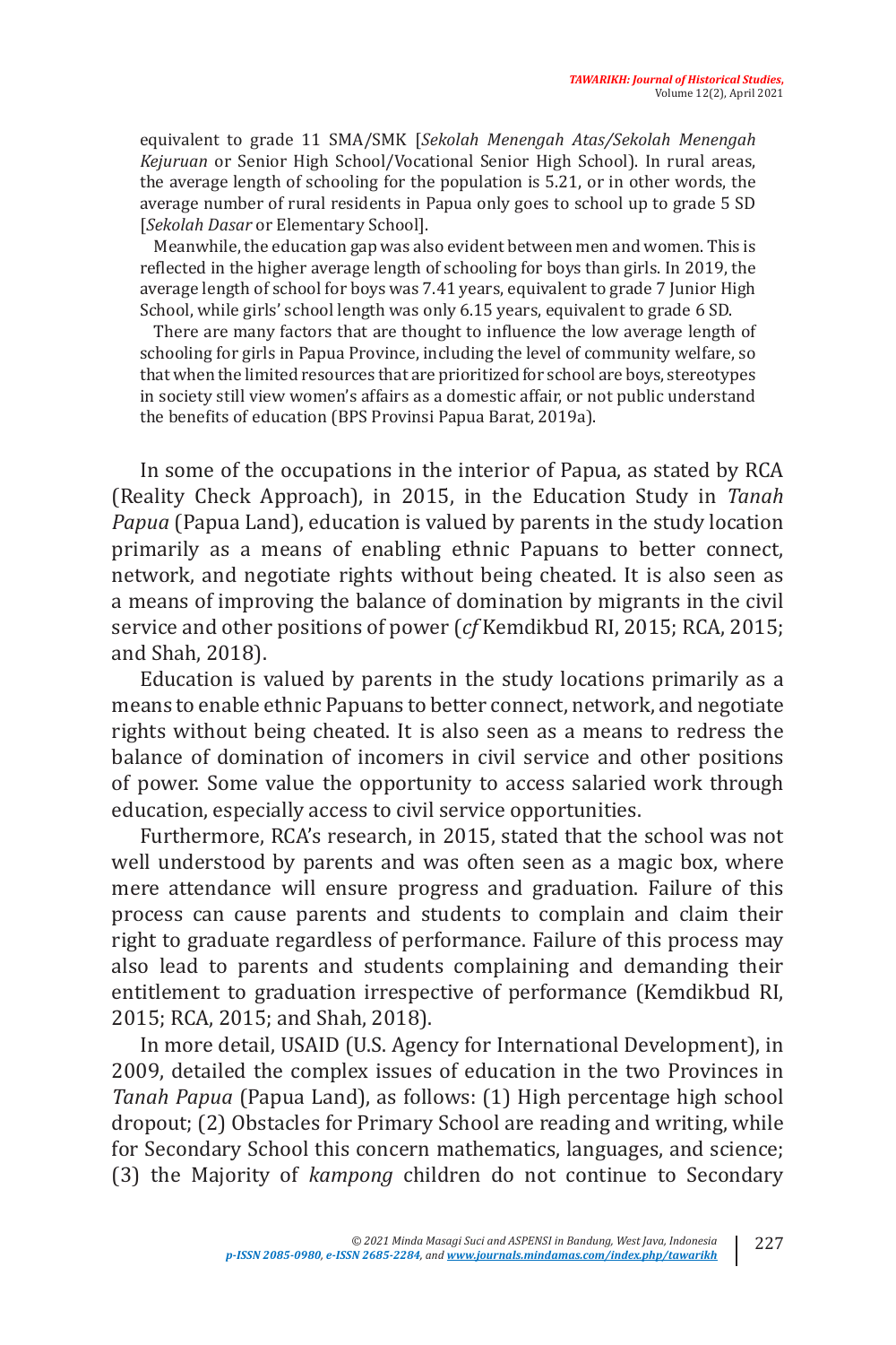equivalent to grade 11 SMA/SMK [*Sekolah Menengah Atas/Sekolah Menengah Kejuruan* or Senior High School/Vocational Senior High School). In rural areas, the average length of schooling for the population is 5.21, or in other words, the average number of rural residents in Papua only goes to school up to grade 5 SD [*Sekolah Dasar* or Elementary School].

Meanwhile, the education gap was also evident between men and women. This is reflected in the higher average length of schooling for boys than girls. In 2019, the average length of school for boys was 7.41 years, equivalent to grade 7 Junior High School, while girls' school length was only 6.15 years, equivalent to grade 6 SD.

There are many factors that are thought to influence the low average length of schooling for girls in Papua Province, including the level of community welfare, so that when the limited resources that are prioritized for school are boys, stereotypes in society still view women's affairs as a domestic affair, or not public understand the benefits of education (BPS Provinsi Papua Barat, 2019a).

In some of the occupations in the interior of Papua, as stated by RCA (Reality Check Approach), in 2015, in the Education Study in *Tanah Papua* (Papua Land), education is valued by parents in the study location primarily as a means of enabling ethnic Papuans to better connect, network, and negotiate rights without being cheated. It is also seen as a means of improving the balance of domination by migrants in the civil service and other positions of power (*cf* Kemdikbud RI, 2015; RCA, 2015; and Shah, 2018).

Education is valued by parents in the study locations primarily as a means to enable ethnic Papuans to better connect, network, and negotiate rights without being cheated. It is also seen as a means to redress the balance of domination of incomers in civil service and other positions of power. Some value the opportunity to access salaried work through education, especially access to civil service opportunities.

Furthermore, RCA's research, in 2015, stated that the school was not well understood by parents and was often seen as a magic box, where mere attendance will ensure progress and graduation. Failure of this process can cause parents and students to complain and claim their right to graduate regardless of performance. Failure of this process may also lead to parents and students complaining and demanding their entitlement to graduation irrespective of performance (Kemdikbud RI, 2015; RCA, 2015; and Shah, 2018).

In more detail, USAID (U.S. Agency for International Development), in 2009, detailed the complex issues of education in the two Provinces in *Tanah Papua* (Papua Land), as follows: (1) High percentage high school dropout; (2) Obstacles for Primary School are reading and writing, while for Secondary School this concern mathematics, languages, and science; (3) the Majority of *kampong* children do not continue to Secondary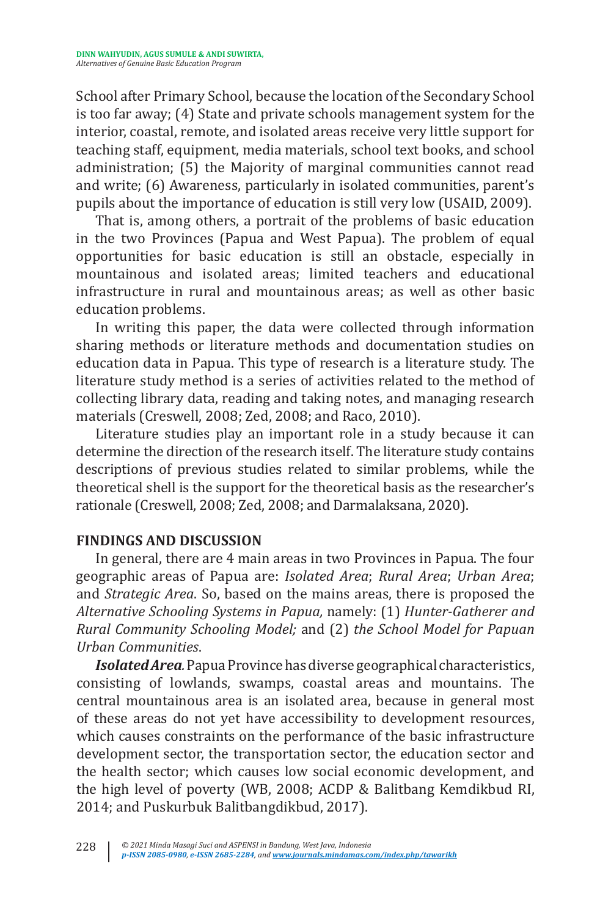School after Primary School, because the location of the Secondary School is too far away; (4) State and private schools management system for the interior, coastal, remote, and isolated areas receive very little support for teaching staff, equipment, media materials, school text books, and school administration; (5) the Majority of marginal communities cannot read and write; (6) Awareness, particularly in isolated communities, parent's pupils about the importance of education is still very low (USAID, 2009).

That is, among others, a portrait of the problems of basic education in the two Provinces (Papua and West Papua). The problem of equal opportunities for basic education is still an obstacle, especially in mountainous and isolated areas; limited teachers and educational infrastructure in rural and mountainous areas; as well as other basic education problems.

In writing this paper, the data were collected through information sharing methods or literature methods and documentation studies on education data in Papua. This type of research is a literature study. The literature study method is a series of activities related to the method of collecting library data, reading and taking notes, and managing research materials (Creswell, 2008; Zed, 2008; and Raco, 2010).

Literature studies play an important role in a study because it can determine the direction of the research itself. The literature study contains descriptions of previous studies related to similar problems, while the theoretical shell is the support for the theoretical basis as the researcher's rationale (Creswell, 2008; Zed, 2008; and Darmalaksana, 2020).

## FINDINGS AND DISCUSSION

In general, there are 4 main areas in two Provinces in Papua. The four geographic areas of Papua are: *Isolated Area*; *Rural Area*; *Urban Area*; and *Strategic Area*. So, based on the mains areas, there is proposed the *Alternative Schooling Systems in Papua,* namely: (1) *Hunter-Gatherer and Rural Community Schooling Model;* and (2) *the School Model for Papuan Urban Communities*.

***Isolated Area.*** Papua Province has diverse geographical characteristics, consisting of lowlands, swamps, coastal areas and mountains. The central mountainous area is an isolated area, because in general most of these areas do not yet have accessibility to development resources, which causes constraints on the performance of the basic infrastructure development sector, the transportation sector, the education sector and the health sector; which causes low social economic development, and the high level of poverty (WB, 2008; ACDP & Balitbang Kemdikbud RI, 2014; and Puskurbuk Balitbangdikbud, 2017).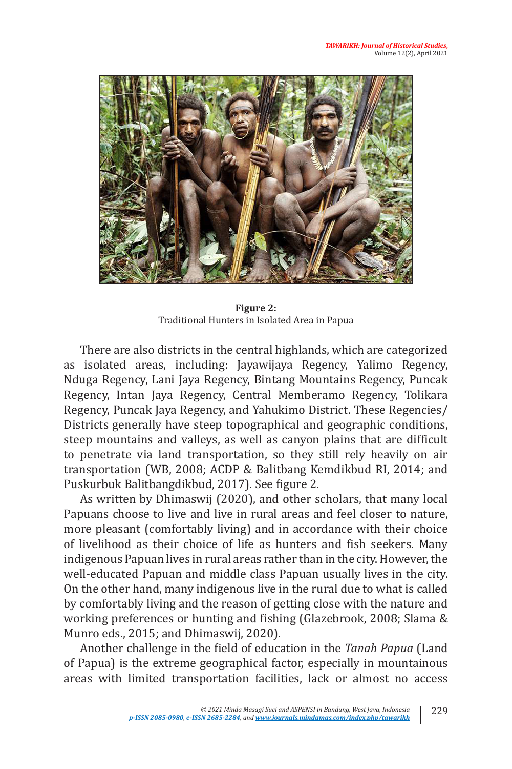**Figure 2:**
Traditional Hunters in Isolated Area in Papua

There are also districts in the central highlands, which are categorized as isolated areas, including: Jayawijaya Regency, Yalimo Regency, Nduga Regency, Lani Jaya Regency, Bintang Mountains Regency, Puncak Regency, Intan Jaya Regency, Central Memberamo Regency, Tolikara Regency, Puncak Jaya Regency, and Yahukimo District. These Regencies/ Districts generally have steep topographical and geographic conditions, steep mountains and valleys, as well as canyon plains that are difficult to penetrate via land transportation, so they still rely heavily on air transportation (WB, 2008; ACDP & Balitbang Kemdikbud RI, 2014; and Puskurbuk Balitbangdikbud, 2017). See figure 2.

As written by Dhimaswij (2020), and other scholars, that many local Papuans choose to live and live in rural areas and feel closer to nature, more pleasant (comfortably living) and in accordance with their choice of livelihood as their choice of life as hunters and fish seekers. Many indigenous Papuan lives in rural areas rather than in the city. However, the well-educated Papuan and middle class Papuan usually lives in the city. On the other hand, many indigenous live in the rural due to what is called by comfortably living and the reason of getting close with the nature and working preferences or hunting and fishing (Glazebrook, 2008; Slama & Munro eds., 2015; and Dhimaswij, 2020).

Another challenge in the field of education in the *Tanah Papua* (Land of Papua) is the extreme geographical factor, especially in mountainous areas with limited transportation facilities, lack or almost no access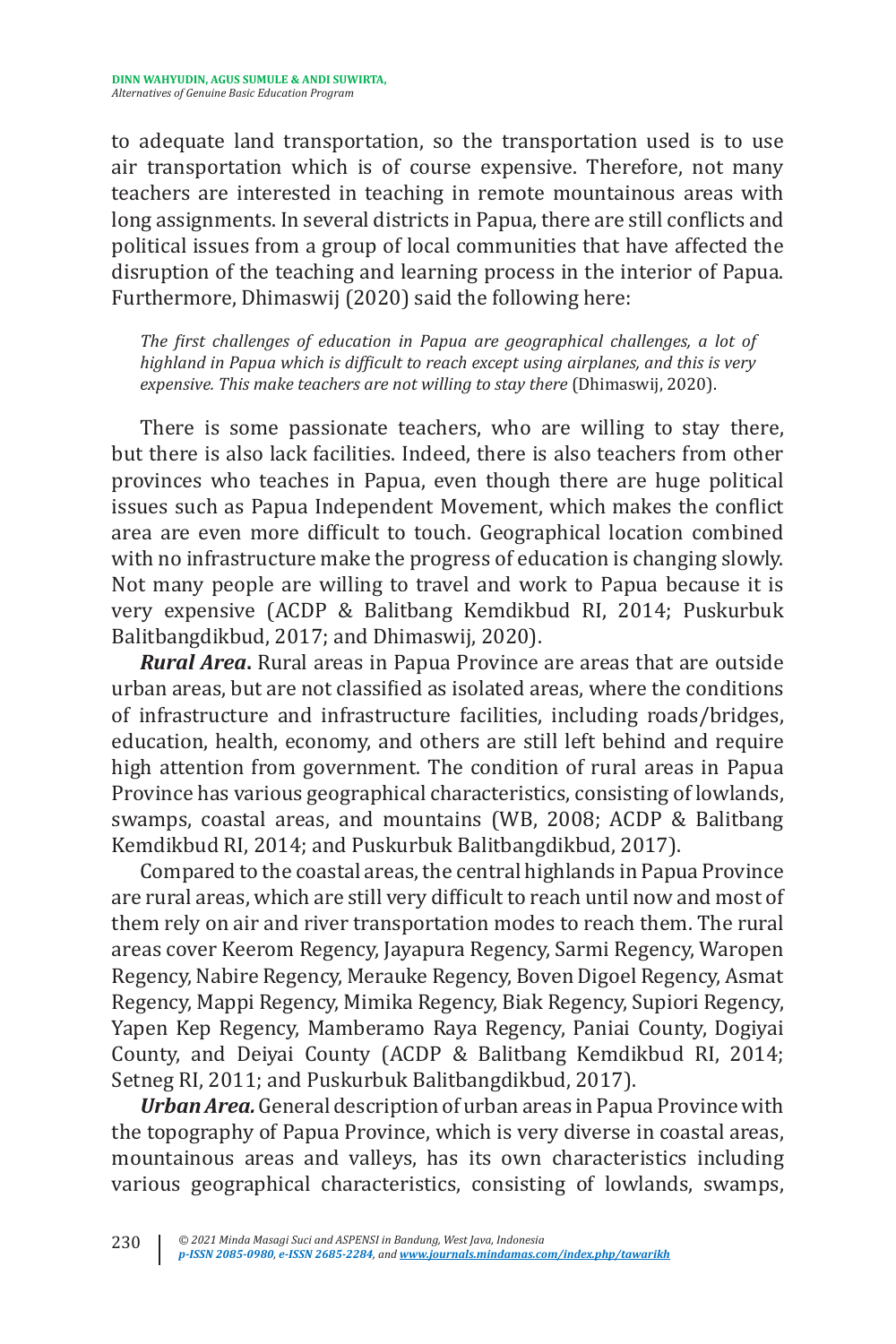to adequate land transportation, so the transportation used is to use air transportation which is of course expensive. Therefore, not many teachers are interested in teaching in remote mountainous areas with long assignments. In several districts in Papua, there are still conflicts and political issues from a group of local communities that have affected the disruption of the teaching and learning process in the interior of Papua. Furthermore, Dhimaswij (2020) said the following here:

> *The first challenges of education in Papua are geographical challenges, a lot of highland in Papua which is difficult to reach except using airplanes, and this is very expensive. This make teachers are not willing to stay there* (Dhimaswij, 2020).

There is some passionate teachers, who are willing to stay there, but there is also lack facilities. Indeed, there is also teachers from other provinces who teaches in Papua, even though there are huge political issues such as Papua Independent Movement, which makes the conflict area are even more difficult to touch. Geographical location combined with no infrastructure make the progress of education is changing slowly. Not many people are willing to travel and work to Papua because it is very expensive (ACDP & Balitbang Kemdikbud RI, 2014; Puskurbuk Balitbangdikbud, 2017; and Dhimaswij, 2020).

***Rural Area.*** Rural areas in Papua Province are areas that are outside urban areas, but are not classified as isolated areas, where the conditions of infrastructure and infrastructure facilities, including roads/bridges, education, health, economy, and others are still left behind and require high attention from government. The condition of rural areas in Papua Province has various geographical characteristics, consisting of lowlands, swamps, coastal areas, and mountains (WB, 2008; ACDP & Balitbang Kemdikbud RI, 2014; and Puskurbuk Balitbangdikbud, 2017).

Compared to the coastal areas, the central highlands in Papua Province are rural areas, which are still very difficult to reach until now and most of them rely on air and river transportation modes to reach them. The rural areas cover Keerom Regency, Jayapura Regency, Sarmi Regency, Waropen Regency, Nabire Regency, Merauke Regency, Boven Digoel Regency, Asmat Regency, Mappi Regency, Mimika Regency, Biak Regency, Supiori Regency, Yapen Kep Regency, Mamberamo Raya Regency, Paniai County, Dogiyai County, and Deiyai County (ACDP & Balitbang Kemdikbud RI, 2014; Setneg RI, 2011; and Puskurbuk Balitbangdikbud, 2017).

***Urban Area.*** General description of urban areas in Papua Province with the topography of Papua Province, which is very diverse in coastal areas, mountainous areas and valleys, has its own characteristics including various geographical characteristics, consisting of lowlands, swamps,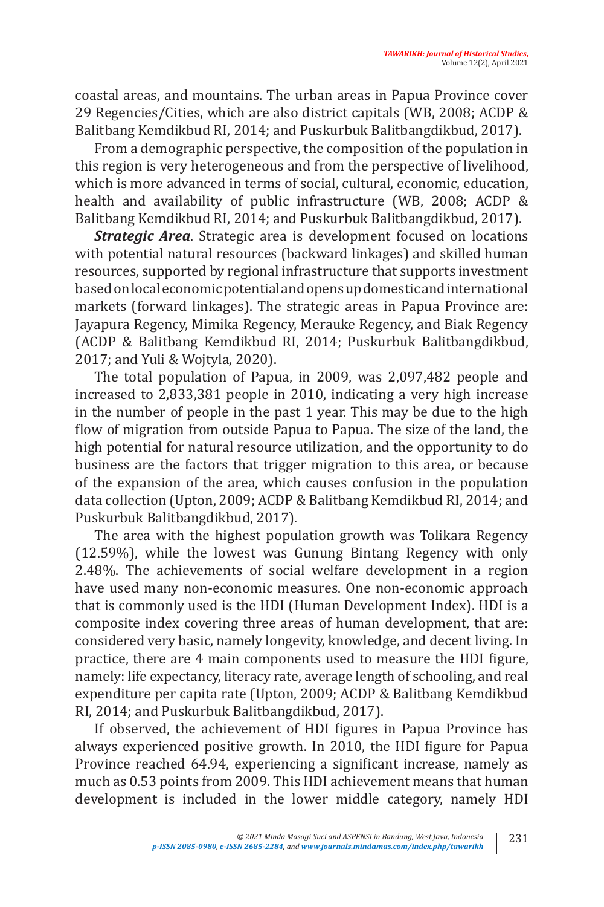coastal areas, and mountains. The urban areas in Papua Province cover 29 Regencies/Cities, which are also district capitals (WB, 2008; ACDP & Balitbang Kemdikbud RI, 2014; and Puskurbuk Balitbangdikbud, 2017).

From a demographic perspective, the composition of the population in this region is very heterogeneous and from the perspective of livelihood, which is more advanced in terms of social, cultural, economic, education, health and availability of public infrastructure (WB, 2008; ACDP & Balitbang Kemdikbud RI, 2014; and Puskurbuk Balitbangdikbud, 2017).

***Strategic Area***. Strategic area is development focused on locations with potential natural resources (backward linkages) and skilled human resources, supported by regional infrastructure that supports investment based on local economic potential and opens up domestic and international markets (forward linkages). The strategic areas in Papua Province are: Jayapura Regency, Mimika Regency, Merauke Regency, and Biak Regency (ACDP & Balitbang Kemdikbud RI, 2014; Puskurbuk Balitbangdikbud, 2017; and Yuli & Wojtyla, 2020).

The total population of Papua, in 2009, was 2,097,482 people and increased to 2,833,381 people in 2010, indicating a very high increase in the number of people in the past 1 year. This may be due to the high flow of migration from outside Papua to Papua. The size of the land, the high potential for natural resource utilization, and the opportunity to do business are the factors that trigger migration to this area, or because of the expansion of the area, which causes confusion in the population data collection (Upton, 2009; ACDP & Balitbang Kemdikbud RI, 2014; and Puskurbuk Balitbangdikbud, 2017).

The area with the highest population growth was Tolikara Regency (12.59%), while the lowest was Gunung Bintang Regency with only 2.48%. The achievements of social welfare development in a region have used many non-economic measures. One non-economic approach that is commonly used is the HDI (Human Development Index). HDI is a composite index covering three areas of human development, that are: considered very basic, namely longevity, knowledge, and decent living. In practice, there are 4 main components used to measure the HDI figure, namely: life expectancy, literacy rate, average length of schooling, and real expenditure per capita rate (Upton, 2009; ACDP & Balitbang Kemdikbud RI, 2014; and Puskurbuk Balitbangdikbud, 2017).

If observed, the achievement of HDI figures in Papua Province has always experienced positive growth. In 2010, the HDI figure for Papua Province reached 64.94, experiencing a significant increase, namely as much as 0.53 points from 2009. This HDI achievement means that human development is included in the lower middle category, namely HDI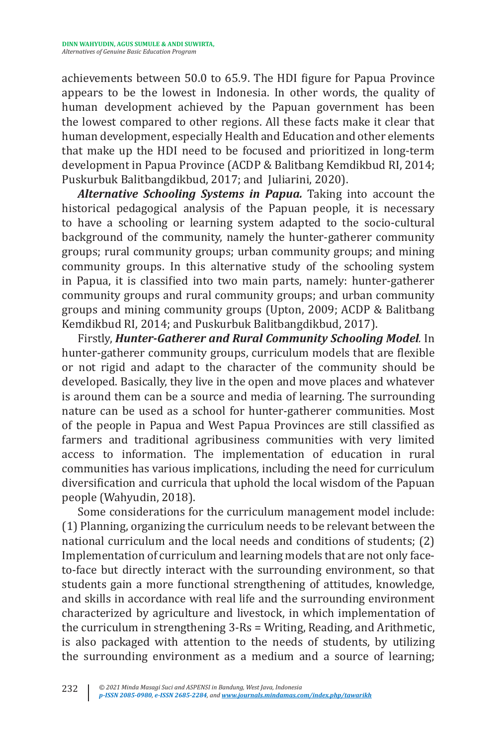achievements between 50.0 to 65.9. The HDI figure for Papua Province appears to be the lowest in Indonesia. In other words, the quality of human development achieved by the Papuan government has been the lowest compared to other regions. All these facts make it clear that human development, especially Health and Education and other elements that make up the HDI need to be focused and prioritized in long-term development in Papua Province (ACDP & Balitbang Kemdikbud RI, 2014; Puskurbuk Balitbangdikbud, 2017; and Juliarini, 2020).

***Alternative Schooling Systems in Papua.*** Taking into account the historical pedagogical analysis of the Papuan people, it is necessary to have a schooling or learning system adapted to the socio-cultural background of the community, namely the hunter-gatherer community groups; rural community groups; urban community groups; and mining community groups. In this alternative study of the schooling system in Papua, it is classified into two main parts, namely: hunter-gatherer community groups and rural community groups; and urban community groups and mining community groups (Upton, 2009; ACDP & Balitbang Kemdikbud RI, 2014; and Puskurbuk Balitbangdikbud, 2017).

Firstly, ***Hunter-Gatherer and Rural Community Schooling Model***. In hunter-gatherer community groups, curriculum models that are flexible or not rigid and adapt to the character of the community should be developed. Basically, they live in the open and move places and whatever is around them can be a source and media of learning. The surrounding nature can be used as a school for hunter-gatherer communities. Most of the people in Papua and West Papua Provinces are still classified as farmers and traditional agribusiness communities with very limited access to information. The implementation of education in rural communities has various implications, including the need for curriculum diversification and curricula that uphold the local wisdom of the Papuan people (Wahyudin, 2018).

Some considerations for the curriculum management model include: (1) Planning, organizing the curriculum needs to be relevant between the national curriculum and the local needs and conditions of students; (2) Implementation of curriculum and learning models that are not only face-to-face but directly interact with the surrounding environment, so that students gain a more functional strengthening of attitudes, knowledge, and skills in accordance with real life and the surrounding environment characterized by agriculture and livestock, in which implementation of the curriculum in strengthening 3-Rs = Writing, Reading, and Arithmetic, is also packaged with attention to the needs of students, by utilizing the surrounding environment as a medium and a source of learning;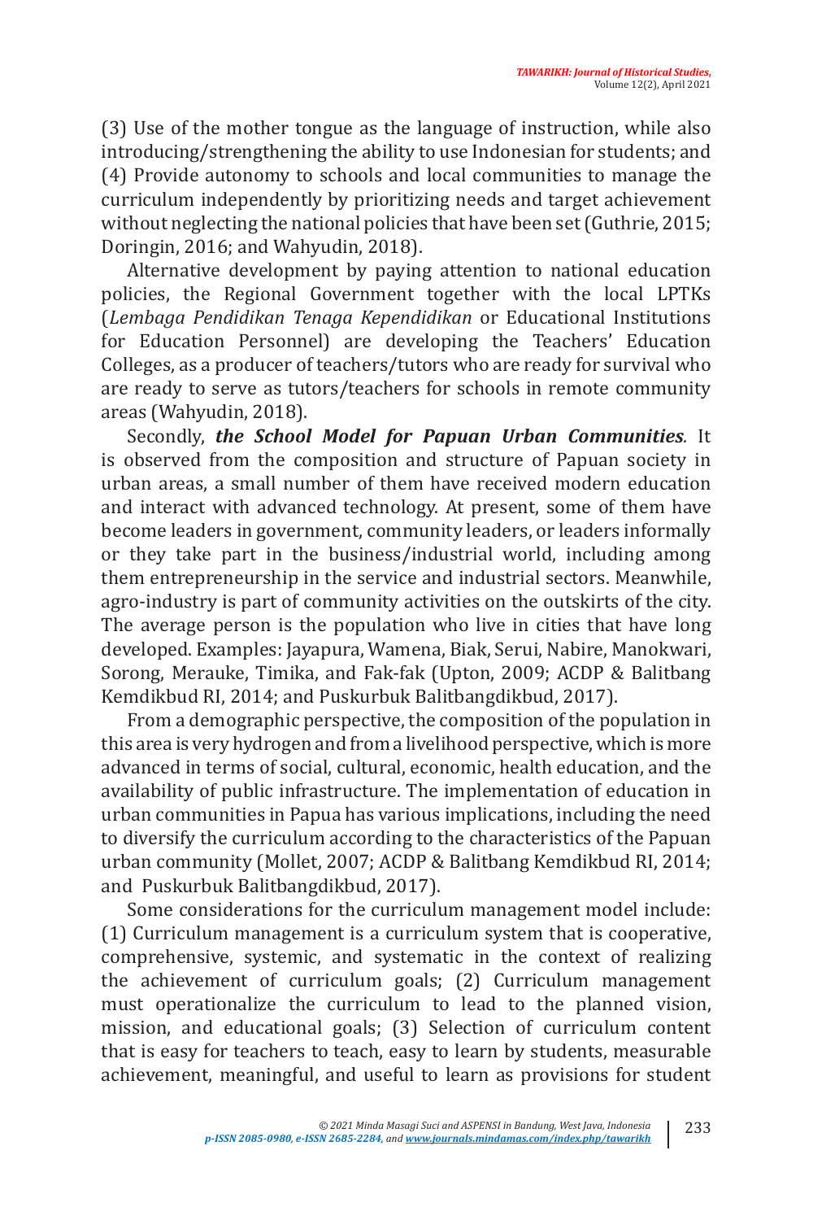(3) Use of the mother tongue as the language of instruction, while also introducing/strengthening the ability to use Indonesian for students; and (4) Provide autonomy to schools and local communities to manage the curriculum independently by prioritizing needs and target achievement without neglecting the national policies that have been set (Guthrie, 2015; Doringin, 2016; and Wahyudin, 2018).

Alternative development by paying attention to national education policies, the Regional Government together with the local LPTKs (*Lembaga Pendidikan Tenaga Kependidikan* or Educational Institutions for Education Personnel) are developing the Teachers' Education Colleges, as a producer of teachers/tutors who are ready for survival who are ready to serve as tutors/teachers for schools in remote community areas (Wahyudin, 2018).

Secondly, ***the School Model for Papuan Urban Communities***. It is observed from the composition and structure of Papuan society in urban areas, a small number of them have received modern education and interact with advanced technology. At present, some of them have become leaders in government, community leaders, or leaders informally or they take part in the business/industrial world, including among them entrepreneurship in the service and industrial sectors. Meanwhile, agro-industry is part of community activities on the outskirts of the city. The average person is the population who live in cities that have long developed. Examples: Jayapura, Wamena, Biak, Serui, Nabire, Manokwari, Sorong, Merauke, Timika, and Fak-fak (Upton, 2009; ACDP & Balitbang Kemdikbud RI, 2014; and Puskurbuk Balitbangdikbud, 2017).

From a demographic perspective, the composition of the population in this area is very hydrogen and from a livelihood perspective, which is more advanced in terms of social, cultural, economic, health education, and the availability of public infrastructure. The implementation of education in urban communities in Papua has various implications, including the need to diversify the curriculum according to the characteristics of the Papuan urban community (Mollet, 2007; ACDP & Balitbang Kemdikbud RI, 2014; and Puskurbuk Balitbangdikbud, 2017).

Some considerations for the curriculum management model include: (1) Curriculum management is a curriculum system that is cooperative, comprehensive, systemic, and systematic in the context of realizing the achievement of curriculum goals; (2) Curriculum management must operationalize the curriculum to lead to the planned vision, mission, and educational goals; (3) Selection of curriculum content that is easy for teachers to teach, easy to learn by students, measurable achievement, meaningful, and useful to learn as provisions for student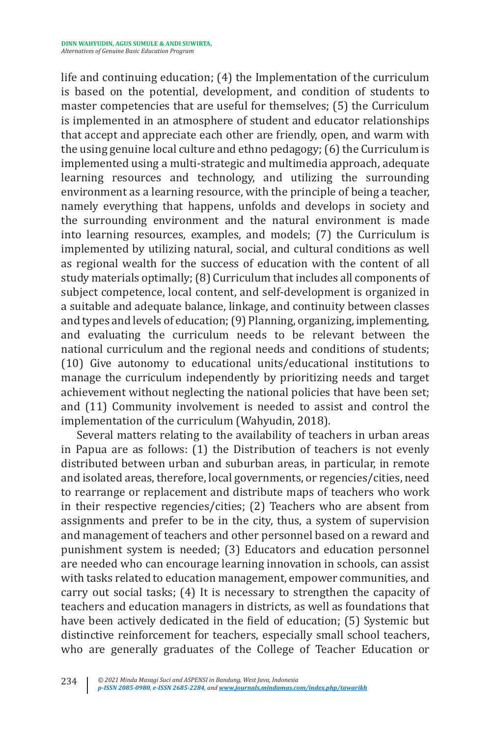life and continuing education; (4) the Implementation of the curriculum is based on the potential, development, and condition of students to master competencies that are useful for themselves; (5) the Curriculum is implemented in an atmosphere of student and educator relationships that accept and appreciate each other are friendly, open, and warm with the using genuine local culture and ethno pedagogy; (6) the Curriculum is implemented using a multi-strategic and multimedia approach, adequate learning resources and technology, and utilizing the surrounding environment as a learning resource, with the principle of being a teacher, namely everything that happens, unfolds and develops in society and the surrounding environment and the natural environment is made into learning resources, examples, and models; (7) the Curriculum is implemented by utilizing natural, social, and cultural conditions as well as regional wealth for the success of education with the content of all study materials optimally; (8) Curriculum that includes all components of subject competence, local content, and self-development is organized in a suitable and adequate balance, linkage, and continuity between classes and types and levels of education; (9) Planning, organizing, implementing, and evaluating the curriculum needs to be relevant between the national curriculum and the regional needs and conditions of students; (10) Give autonomy to educational units/educational institutions to manage the curriculum independently by prioritizing needs and target achievement without neglecting the national policies that have been set; and (11) Community involvement is needed to assist and control the implementation of the curriculum (Wahyudin, 2018).

Several matters relating to the availability of teachers in urban areas in Papua are as follows: (1) the Distribution of teachers is not evenly distributed between urban and suburban areas, in particular, in remote and isolated areas, therefore, local governments, or regencies/cities, need to rearrange or replacement and distribute maps of teachers who work in their respective regencies/cities; (2) Teachers who are absent from assignments and prefer to be in the city, thus, a system of supervision and management of teachers and other personnel based on a reward and punishment system is needed; (3) Educators and education personnel are needed who can encourage learning innovation in schools, can assist with tasks related to education management, empower communities, and carry out social tasks; (4) It is necessary to strengthen the capacity of teachers and education managers in districts, as well as foundations that have been actively dedicated in the field of education; (5) Systemic but distinctive reinforcement for teachers, especially small school teachers, who are generally graduates of the College of Teacher Education or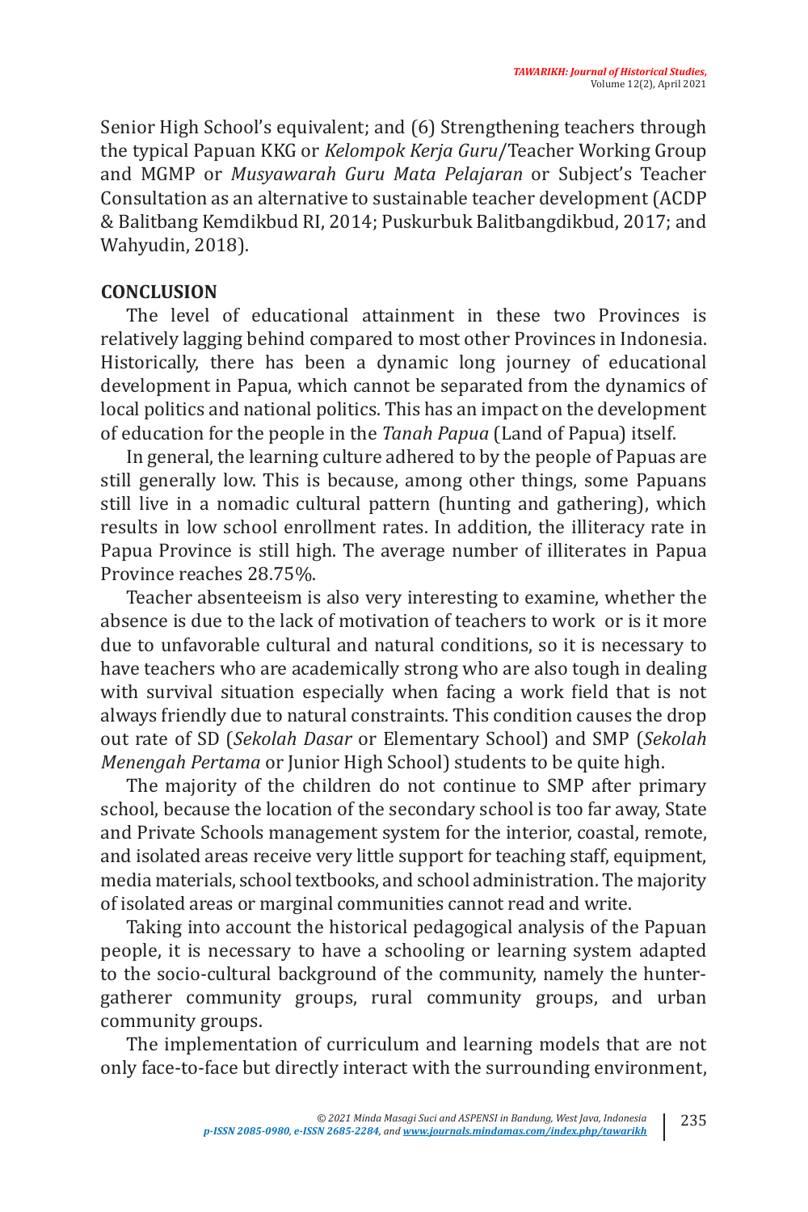Senior High School's equivalent; and (6) Strengthening teachers through the typical Papuan KKG or *Kelompok Kerja Guru*/Teacher Working Group and MGMP or *Musyawarah Guru Mata Pelajaran* or Subject's Teacher Consultation as an alternative to sustainable teacher development (ACDP & Balitbang Kemdikbud RI, 2014; Puskurbuk Balitbangdikbud, 2017; and Wahyudin, 2018).

## CONCLUSION

The level of educational attainment in these two Provinces is relatively lagging behind compared to most other Provinces in Indonesia. Historically, there has been a dynamic long journey of educational development in Papua, which cannot be separated from the dynamics of local politics and national politics. This has an impact on the development of education for the people in the *Tanah Papua* (Land of Papua) itself.

In general, the learning culture adhered to by the people of Papuas are still generally low. This is because, among other things, some Papuans still live in a nomadic cultural pattern (hunting and gathering), which results in low school enrollment rates. In addition, the illiteracy rate in Papua Province is still high. The average number of illiterates in Papua Province reaches 28.75%.

Teacher absenteeism is also very interesting to examine, whether the absence is due to the lack of motivation of teachers to work or is it more due to unfavorable cultural and natural conditions, so it is necessary to have teachers who are academically strong who are also tough in dealing with survival situation especially when facing a work field that is not always friendly due to natural constraints. This condition causes the drop out rate of SD (*Sekolah Dasar* or Elementary School) and SMP (*Sekolah Menengah Pertama* or Junior High School) students to be quite high.

The majority of the children do not continue to SMP after primary school, because the location of the secondary school is too far away, State and Private Schools management system for the interior, coastal, remote, and isolated areas receive very little support for teaching staff, equipment, media materials, school textbooks, and school administration. The majority of isolated areas or marginal communities cannot read and write.

Taking into account the historical pedagogical analysis of the Papuan people, it is necessary to have a schooling or learning system adapted to the socio-cultural background of the community, namely the hunter-gatherer community groups, rural community groups, and urban community groups.

The implementation of curriculum and learning models that are not only face-to-face but directly interact with the surrounding environment,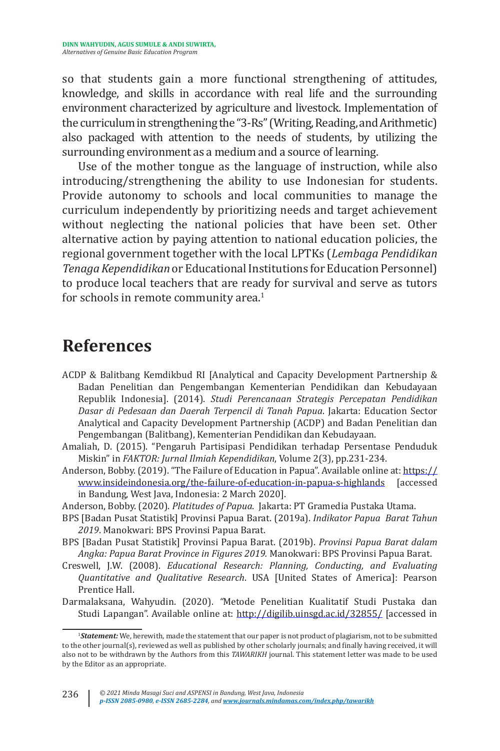so that students gain a more functional strengthening of attitudes, knowledge, and skills in accordance with real life and the surrounding environment characterized by agriculture and livestock. Implementation of the curriculum in strengthening the "3-Rs" (Writing, Reading, and Arithmetic) also packaged with attention to the needs of students, by utilizing the surrounding environment as a medium and a source of learning.

Use of the mother tongue as the language of instruction, while also introducing/strengthening the ability to use Indonesian for students. Provide autonomy to schools and local communities to manage the curriculum independently by prioritizing needs and target achievement without neglecting the national policies that have been set. Other alternative action by paying attention to national education policies, the regional government together with the local LPTKs (*Lembaga Pendidikan Tenaga Kependidikan* or Educational Institutions for Education Personnel) to produce local teachers that are ready for survival and serve as tutors for schools in remote community area.[1]

# References

ACDP & Balitbang Kemdikbud RI [Analytical and Capacity Development Partnership & Badan Penelitian dan Pengembangan Kementerian Pendidikan dan Kebudayaan Republik Indonesia]. (2014). *Studi Perencanaan Strategis Percepatan Pendidikan Dasar di Pedesaan dan Daerah Terpencil di Tanah Papua*. Jakarta: Education Sector Analytical and Capacity Development Partnership (ACDP) and Badan Penelitian dan Pengembangan (Balitbang), Kementerian Pendidikan dan Kebudayaan.

Amaliah, D. (2015). "Pengaruh Partisipasi Pendidikan terhadap Persentase Penduduk Miskin" in *FAKTOR: Jurnal Ilmiah Kependidikan*, Volume 2(3), pp.231-234.

Anderson, Bobby. (2019). "The Failure of Education in Papua". Available online at: https://www.insideindonesia.org/the-failure-of-education-in-papua-s-highlands [accessed in Bandung, West Java, Indonesia: 2 March 2020].

Anderson, Bobby. (2020). *Platitudes of Papua*. Jakarta: PT Gramedia Pustaka Utama.

BPS [Badan Pusat Statistik] Provinsi Papua Barat. (2019a). *Indikator Papua Barat Tahun 2019*. Manokwari: BPS Provinsi Papua Barat.

BPS [Badan Pusat Statistik] Provinsi Papua Barat. (2019b). *Provinsi Papua Barat dalam Angka: Papua Barat Province in Figures 2019.* Manokwari: BPS Provinsi Papua Barat.

Creswell, J.W. (2008). *Educational Research: Planning, Conducting, and Evaluating Quantitative and Qualitative Research*. USA [United States of America]: Pearson Prentice Hall.

Darmalaksana, Wahyudin. (2020). "Metode Penelitian Kualitatif Studi Pustaka dan Studi Lapangan". Available online at: http://digilib.uinsgd.ac.id/32855/ [accessed in

[1]***Statement:*** We, herewith, made the statement that our paper is not product of plagiarism, not to be submitted to the other journal(s), reviewed as well as published by other scholarly journals; and finally having received, it will also not to be withdrawn by the Authors from this *TAWARIKH* journal. This statement letter was made to be used by the Editor as an appropriate.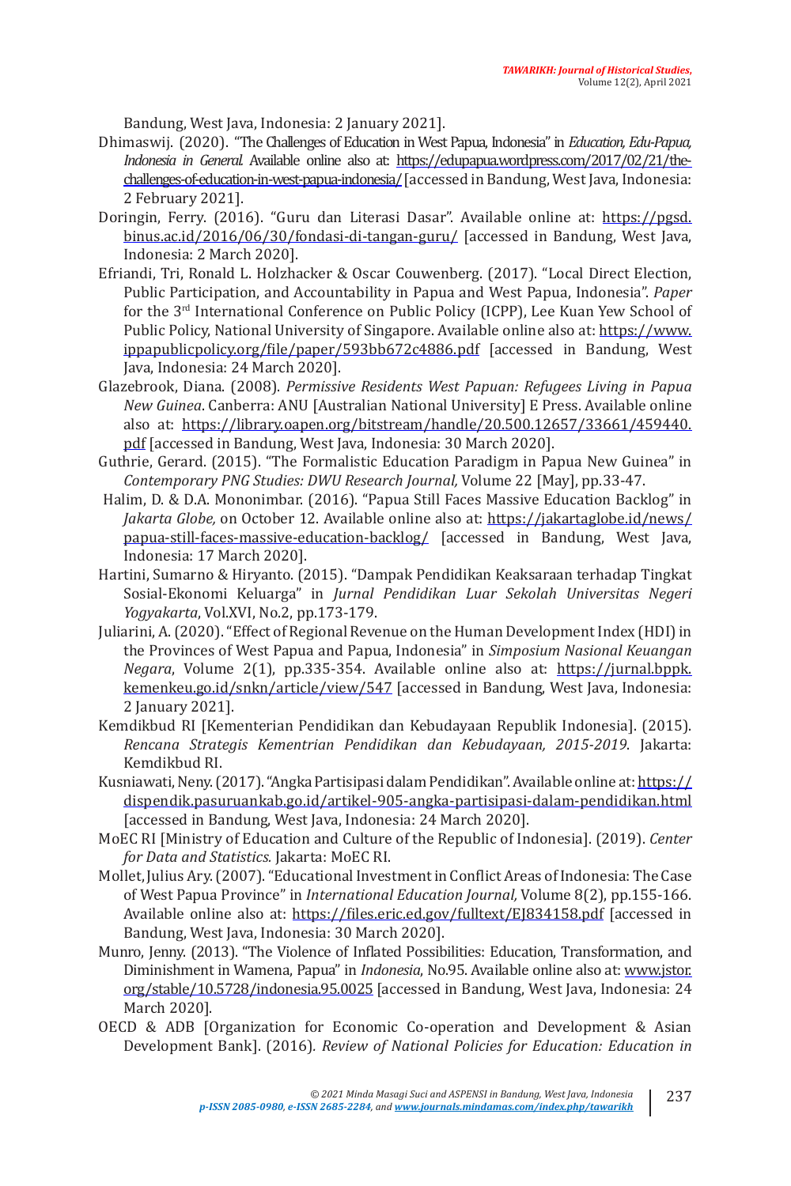Bandung, West Java, Indonesia: 2 January 2021].

Dhimaswij. (2020). "The Challenges of Education in West Papua, Indonesia" in *Education, Edu-Papua, Indonesia in General.* Available online also at: https://edupapua.wordpress.com/2017/02/21/the-challenges-of-education-in-west-papua-indonesia/ [accessed in Bandung, West Java, Indonesia: 2 February 2021].

Doringin, Ferry. (2016). "Guru dan Literasi Dasar". Available online at: https://pgsd.binus.ac.id/2016/06/30/fondasi-di-tangan-guru/ [accessed in Bandung, West Java, Indonesia: 2 March 2020].

Efriandi, Tri, Ronald L. Holzhacker & Oscar Couwenberg. (2017). "Local Direct Election, Public Participation, and Accountability in Papua and West Papua, Indonesia". *Paper* for the 3rd International Conference on Public Policy (ICPP), Lee Kuan Yew School of Public Policy, National University of Singapore. Available online also at: https://www.ippapublicpolicy.org/file/paper/593bb672c4886.pdf [accessed in Bandung, West Java, Indonesia: 24 March 2020].

Glazebrook, Diana. (2008). *Permissive Residents West Papuan: Refugees Living in Papua New Guinea*. Canberra: ANU [Australian National University] E Press. Available online also at: https://library.oapen.org/bitstream/handle/20.500.12657/33661/459440.pdf [accessed in Bandung, West Java, Indonesia: 30 March 2020].

Guthrie, Gerard. (2015). "The Formalistic Education Paradigm in Papua New Guinea" in *Contemporary PNG Studies: DWU Research Journal,* Volume 22 [May], pp.33-47.

Halim, D. & D.A. Mononimbar. (2016). "Papua Still Faces Massive Education Backlog" in *Jakarta Globe,* on October 12. Available online also at: https://jakartaglobe.id/news/papua-still-faces-massive-education-backlog/ [accessed in Bandung, West Java, Indonesia: 17 March 2020].

Hartini, Sumarno & Hiryanto. (2015). "Dampak Pendidikan Keaksaraan terhadap Tingkat Sosial-Ekonomi Keluarga" in *Jurnal Pendidikan Luar Sekolah Universitas Negeri Yogyakarta*, Vol.XVI, No.2, pp.173-179.

Juliarini, A. (2020). "Effect of Regional Revenue on the Human Development Index (HDI) in the Provinces of West Papua and Papua, Indonesia" in *Simposium Nasional Keuangan Negara*, Volume 2(1), pp.335-354. Available online also at: https://jurnal.bppk.kemenkeu.go.id/snkn/article/view/547 [accessed in Bandung, West Java, Indonesia: 2 January 2021].

Kemdikbud RI [Kementerian Pendidikan dan Kebudayaan Republik Indonesia]. (2015). *Rencana Strategis Kementrian Pendidikan dan Kebudayaan, 2015-2019*. Jakarta: Kemdikbud RI.

Kusniawati, Neny. (2017). "Angka Partisipasi dalam Pendidikan". Available online at: https://dispendik.pasuruankab.go.id/artikel-905-angka-partisipasi-dalam-pendidikan.html [accessed in Bandung, West Java, Indonesia: 24 March 2020].

MoEC RI [Ministry of Education and Culture of the Republic of Indonesia]. (2019). *Center for Data and Statistics.* Jakarta: MoEC RI.

Mollet, Julius Ary. (2007). "Educational Investment in Conflict Areas of Indonesia: The Case of West Papua Province" in *International Education Journal,* Volume 8(2), pp.155-166. Available online also at: https://files.eric.ed.gov/fulltext/EJ834158.pdf [accessed in Bandung, West Java, Indonesia: 30 March 2020].

Munro, Jenny. (2013). "The Violence of Inflated Possibilities: Education, Transformation, and Diminishment in Wamena, Papua" in *Indonesia*, No.95. Available online also at: www.jstor.org/stable/10.5728/indonesia.95.0025 [accessed in Bandung, West Java, Indonesia: 24 March 2020].

OECD & ADB [Organization for Economic Co-operation and Development & Asian Development Bank]. (2016). *Review of National Policies for Education: Education in*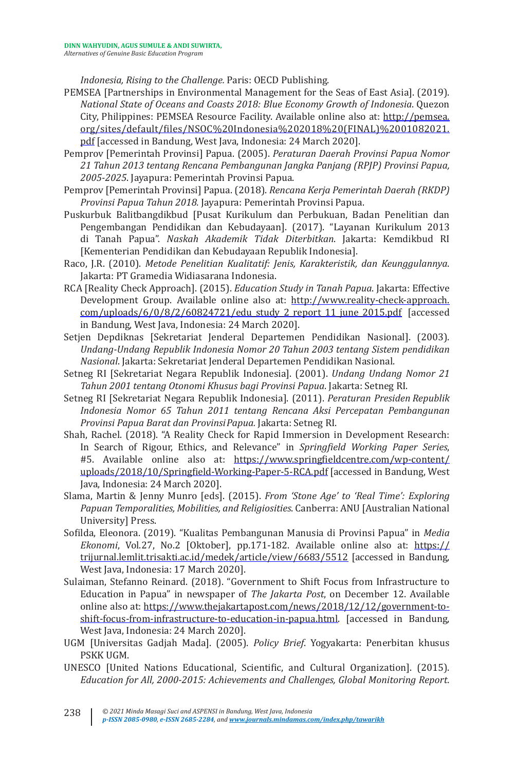*Indonesia, Rising to the Challenge.* Paris: OECD Publishing.

PEMSEA [Partnerships in Environmental Management for the Seas of East Asia]. (2019). *National State of Oceans and Coasts 2018: Blue Economy Growth of Indonesia*. Quezon City, Philippines: PEMSEA Resource Facility. Available online also at: http://pemsea.org/sites/default/files/NSOC%20Indonesia%202018%20(FINAL)%2001082021.pdf [accessed in Bandung, West Java, Indonesia: 24 March 2020].

Pemprov [Pemerintah Provinsi] Papua. (2005). *Peraturan Daerah Provinsi Papua Nomor 21 Tahun 2013 tentang Rencana Pembangunan Jangka Panjang (RPJP) Provinsi Papua, 2005-2025*. Jayapura: Pemerintah Provinsi Papua.

Pemprov [Pemerintah Provinsi] Papua. (2018). *Rencana Kerja Pemerintah Daerah (RKDP) Provinsi Papua Tahun 2018.* Jayapura: Pemerintah Provinsi Papua.

Puskurbuk Balitbangdikbud [Pusat Kurikulum dan Perbukuan, Badan Penelitian dan Pengembangan Pendidikan dan Kebudayaan]. (2017). "Layanan Kurikulum 2013 di Tanah Papua". *Naskah Akademik Tidak Diterbitkan*. Jakarta: Kemdikbud RI [Kementerian Pendidikan dan Kebudayaan Republik Indonesia].

Raco, J.R. (2010). *Metode Penelitian Kualitatif: Jenis, Karakteristik, dan Keunggulannya*. Jakarta: PT Gramedia Widiasarana Indonesia.

RCA [Reality Check Approach]. (2015). *Education Study in Tanah Papua*. Jakarta: Effective Development Group. Available online also at: http://www.reality-check-approach.com/uploads/6/0/8/2/60824721/edu_study_2_report_11_june_2015.pdf [accessed in Bandung, West Java, Indonesia: 24 March 2020].

Setjen Depdiknas [Sekretariat Jenderal Departemen Pendidikan Nasional]. (2003). *Undang-Undang Republik Indonesia Nomor 20 Tahun 2003 tentang Sistem pendidikan Nasional*. Jakarta: Sekretariat Jenderal Departemen Pendidikan Nasional.

Setneg RI [Sekretariat Negara Republik Indonesia]. (2001). *Undang Undang Nomor 21 Tahun 2001 tentang Otonomi Khusus bagi Provinsi Papua*. Jakarta: Setneg RI.

Setneg RI [Sekretariat Negara Republik Indonesia]. (2011). *Peraturan Presiden Republik Indonesia Nomor 65 Tahun 2011 tentang Rencana Aksi Percepatan Pembangunan Provinsi Papua Barat dan Provinsi Papua.* Jakarta: Setneg RI.

Shah, Rachel. (2018). "A Reality Check for Rapid Immersion in Development Research: In Search of Rigour, Ethics, and Relevance" in *Springfield Working Paper Series*, #5. Available online also at: https://www.springfieldcentre.com/wp-content/uploads/2018/10/Springfield-Working-Paper-5-RCA.pdf [accessed in Bandung, West Java, Indonesia: 24 March 2020].

Slama, Martin & Jenny Munro [eds]. (2015). *From 'Stone Age' to 'Real Time': Exploring Papuan Temporalities, Mobilities, and Religiosities*. Canberra: ANU [Australian National University] Press.

Sofilda, Eleonora. (2019). "Kualitas Pembangunan Manusia di Provinsi Papua" in *Media Ekonomi*, Vol.27, No.2 [Oktober], pp.171-182. Available online also at: https://trijurnal.lemlit.trisakti.ac.id/medek/article/view/6683/5512 [accessed in Bandung, West Java, Indonesia: 17 March 2020].

Sulaiman, Stefanno Reinard. (2018). "Government to Shift Focus from Infrastructure to Education in Papua" in newspaper of *The Jakarta Post*, on December 12. Available online also at: https://www.thejakartapost.com/news/2018/12/12/government-to-shift-focus-from-infrastructure-to-education-in-papua.html. [accessed in Bandung, West Java, Indonesia: 24 March 2020].

UGM [Universitas Gadjah Mada]. (2005). *Policy Brief*. Yogyakarta: Penerbitan khusus PSKK UGM.

UNESCO [United Nations Educational, Scientific, and Cultural Organization]. (2015). *Education for All, 2000-2015: Achievements and Challenges, Global Monitoring Report.*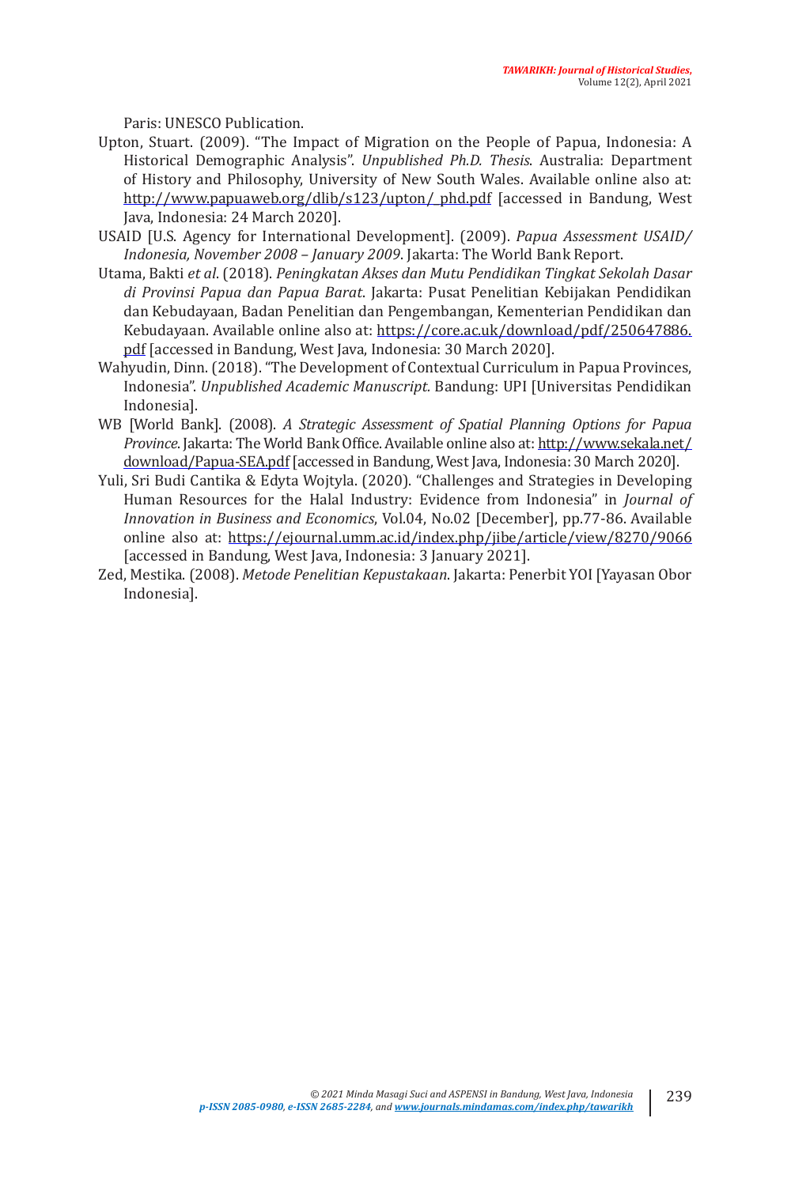Paris: UNESCO Publication.

Upton, Stuart. (2009). "The Impact of Migration on the People of Papua, Indonesia: A Historical Demographic Analysis". *Unpublished Ph.D. Thesis*. Australia: Department of History and Philosophy, University of New South Wales. Available online also at: http://www.papuaweb.org/dlib/s123/upton/_phd.pdf [accessed in Bandung, West Java, Indonesia: 24 March 2020].

USAID [U.S. Agency for International Development]. (2009). *Papua Assessment USAID/ Indonesia, November 2008 – January 2009*. Jakarta: The World Bank Report.

Utama, Bakti *et al*. (2018). *Peningkatan Akses dan Mutu Pendidikan Tingkat Sekolah Dasar di Provinsi Papua dan Papua Barat*. Jakarta: Pusat Penelitian Kebijakan Pendidikan dan Kebudayaan, Badan Penelitian dan Pengembangan, Kementerian Pendidikan dan Kebudayaan. Available online also at: https://core.ac.uk/download/pdf/250647886.pdf [accessed in Bandung, West Java, Indonesia: 30 March 2020].

Wahyudin, Dinn. (2018). "The Development of Contextual Curriculum in Papua Provinces, Indonesia". *Unpublished Academic Manuscript*. Bandung: UPI [Universitas Pendidikan Indonesia].

WB [World Bank]. (2008). *A Strategic Assessment of Spatial Planning Options for Papua Province*. Jakarta: The World Bank Office. Available online also at: http://www.sekala.net/download/Papua-SEA.pdf [accessed in Bandung, West Java, Indonesia: 30 March 2020].

Yuli, Sri Budi Cantika & Edyta Wojtyla. (2020). "Challenges and Strategies in Developing Human Resources for the Halal Industry: Evidence from Indonesia" in *Journal of Innovation in Business and Economics*, Vol.04, No.02 [December], pp.77-86. Available online also at: https://ejournal.umm.ac.id/index.php/jibe/article/view/8270/9066 [accessed in Bandung, West Java, Indonesia: 3 January 2021].

Zed, Mestika. (2008). *Metode Penelitian Kepustakaan*. Jakarta: Penerbit YOI [Yayasan Obor Indonesia].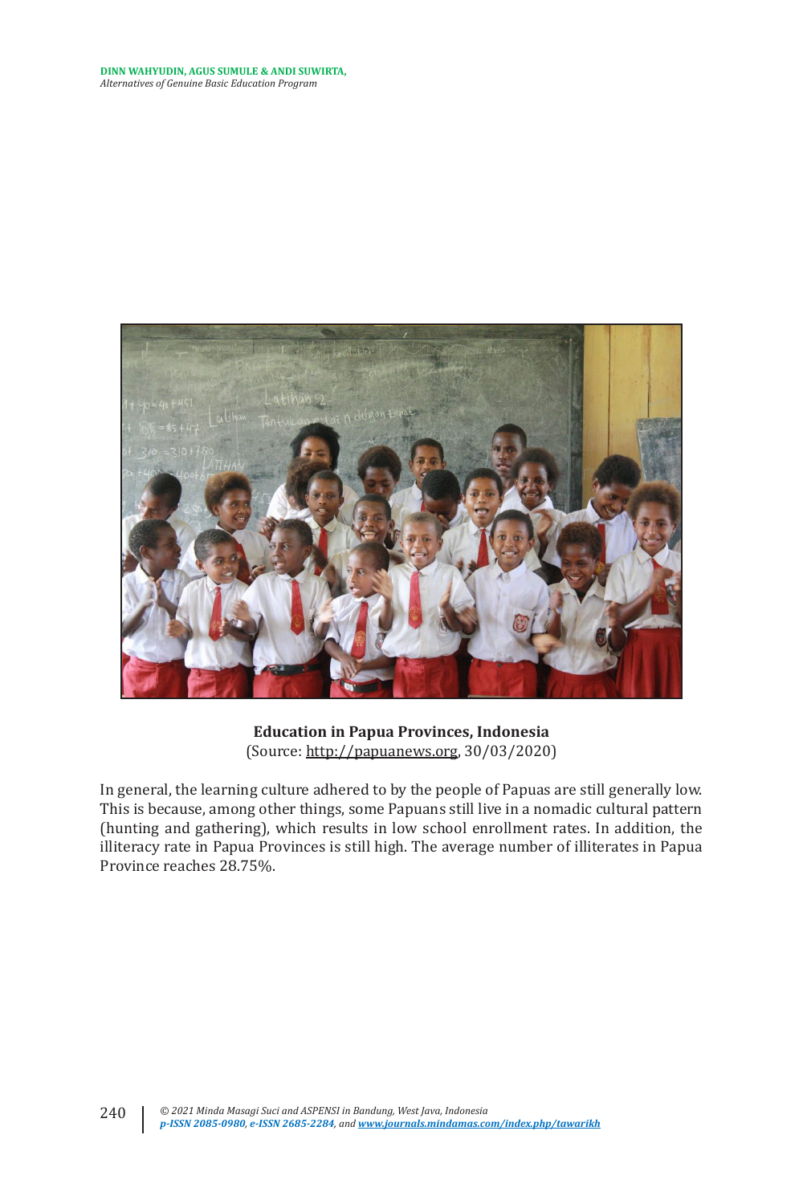**Education in Papua Provinces, Indonesia**
(Source: http://papuanews.org, 30/03/2020)

In general, the learning culture adhered to by the people of Papuas are still generally low. This is because, among other things, some Papuans still live in a nomadic cultural pattern (hunting and gathering), which results in low school enrollment rates. In addition, the illiteracy rate in Papua Provinces is still high. The average number of illiterates in Papua Province reaches 28.75%.